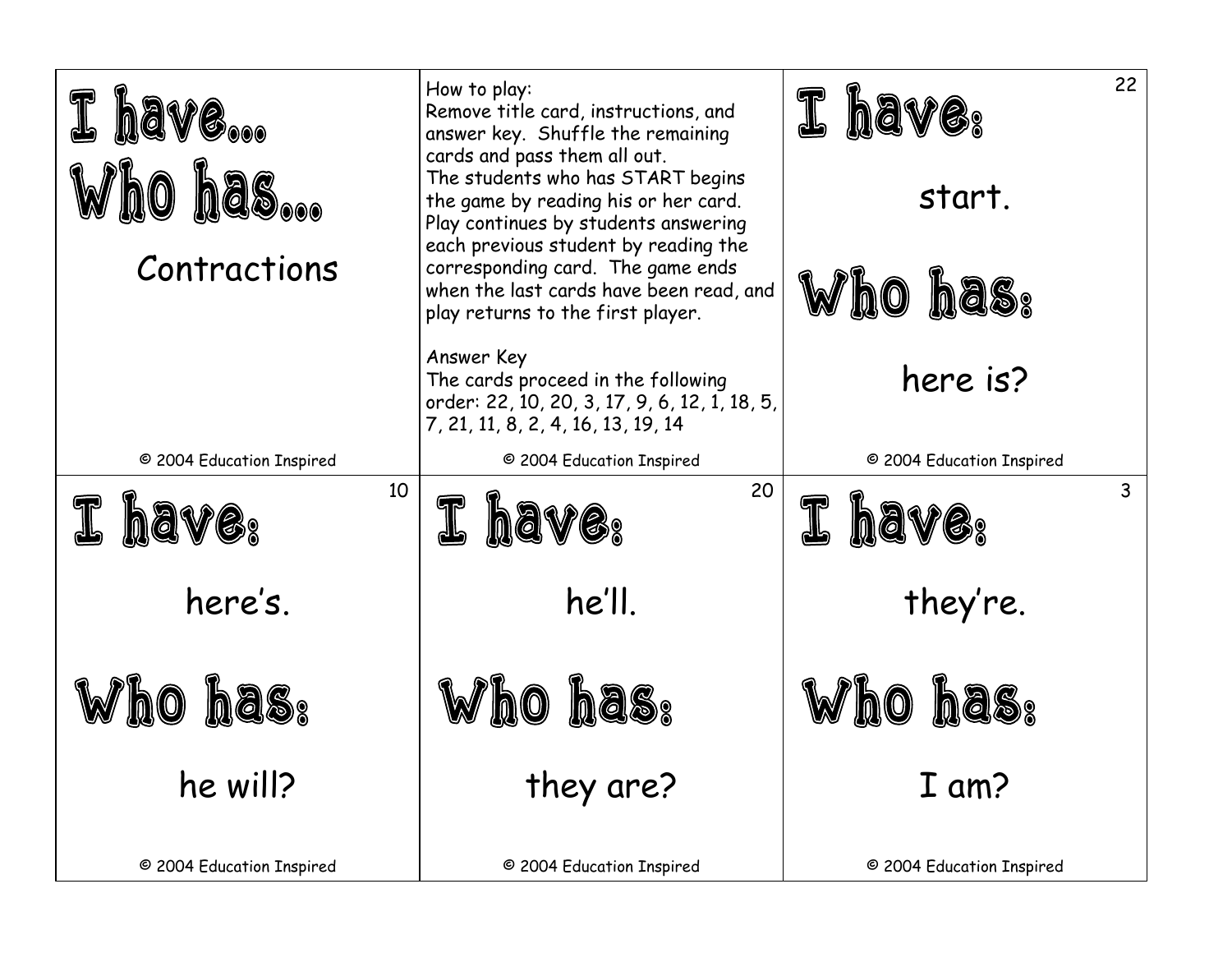# I have... Who has...

Contractions

© 2004 Education Inspired

---

How to play:
Remove title card, instructions, and answer key. Shuffle the remaining cards and pass them all out.
The students who has START begins the game by reading his or her card. Play continues by students answering each previous student by reading the corresponding card. The game ends when the last cards have been read, and play returns to the first player.

Answer Key
The cards proceed in the following order: 22, 10, 20, 3, 17, 9, 6, 12, 1, 18, 5, 7, 21, 11, 8, 2, 4, 16, 13, 19, 14

© 2004 Education Inspired

---

22

**I have:**

start.

**Who has:**

here is?

© 2004 Education Inspired

---

10

**I have:**

here's.

**Who has:**

he will?

© 2004 Education Inspired

---

20

**I have:**

he'll.

**Who has:**

they are?

© 2004 Education Inspired

---

3

**I have:**

they're.

**Who has:**

I am?

© 2004 Education Inspired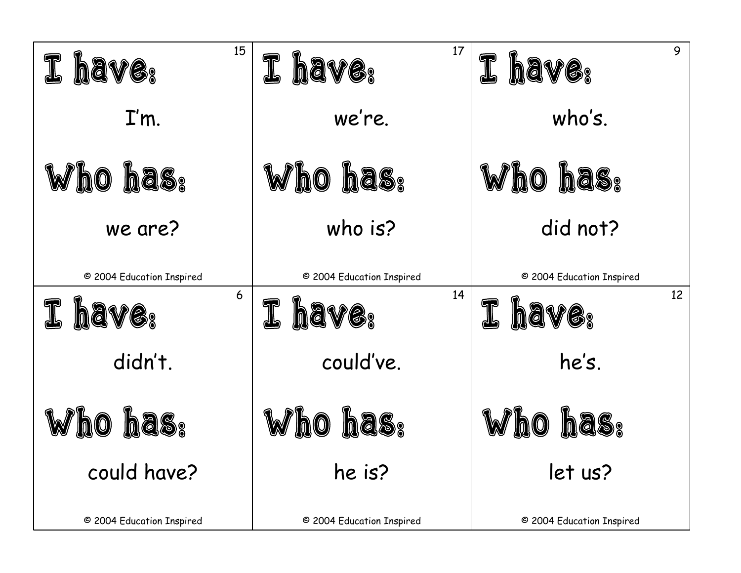15

**I have:**

I'm.

**Who has:**

we are?

© 2004 Education Inspired

17

**I have:**

we're.

**Who has:**

who is?

© 2004 Education Inspired

9

**I have:**

who's.

**Who has:**

did not?

© 2004 Education Inspired

6

**I have:**

didn't.

**Who has:**

could have?

© 2004 Education Inspired

14

**I have:**

could've.

**Who has:**

he is?

© 2004 Education Inspired

12

**I have:**

he's.

**Who has:**

let us?

© 2004 Education Inspired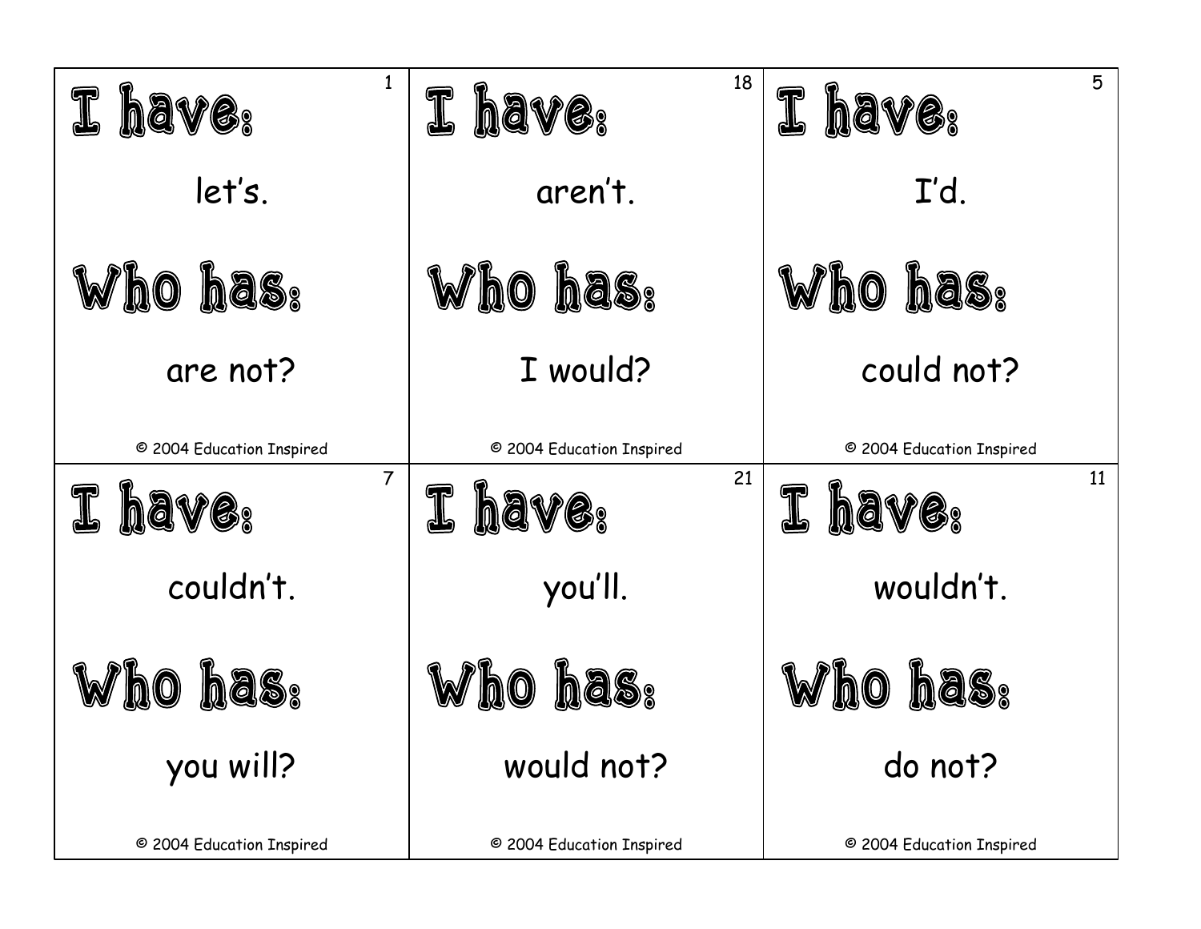| | | |
|---|---|---|
| 1<br>**I have:**<br>let's.<br>**Who has:**<br>are not?<br>© 2004 Education Inspired | 18<br>**I have:**<br>aren't.<br>**Who has:**<br>I would?<br>© 2004 Education Inspired | 5<br>**I have:**<br>I'd.<br>**Who has:**<br>could not?<br>© 2004 Education Inspired |
| 7<br>**I have:**<br>couldn't.<br>**Who has:**<br>you will?<br>© 2004 Education Inspired | 21<br>**I have:**<br>you'll.<br>**Who has:**<br>would not?<br>© 2004 Education Inspired | 11<br>**I have:**<br>wouldn't.<br>**Who has:**<br>do not?<br>© 2004 Education Inspired |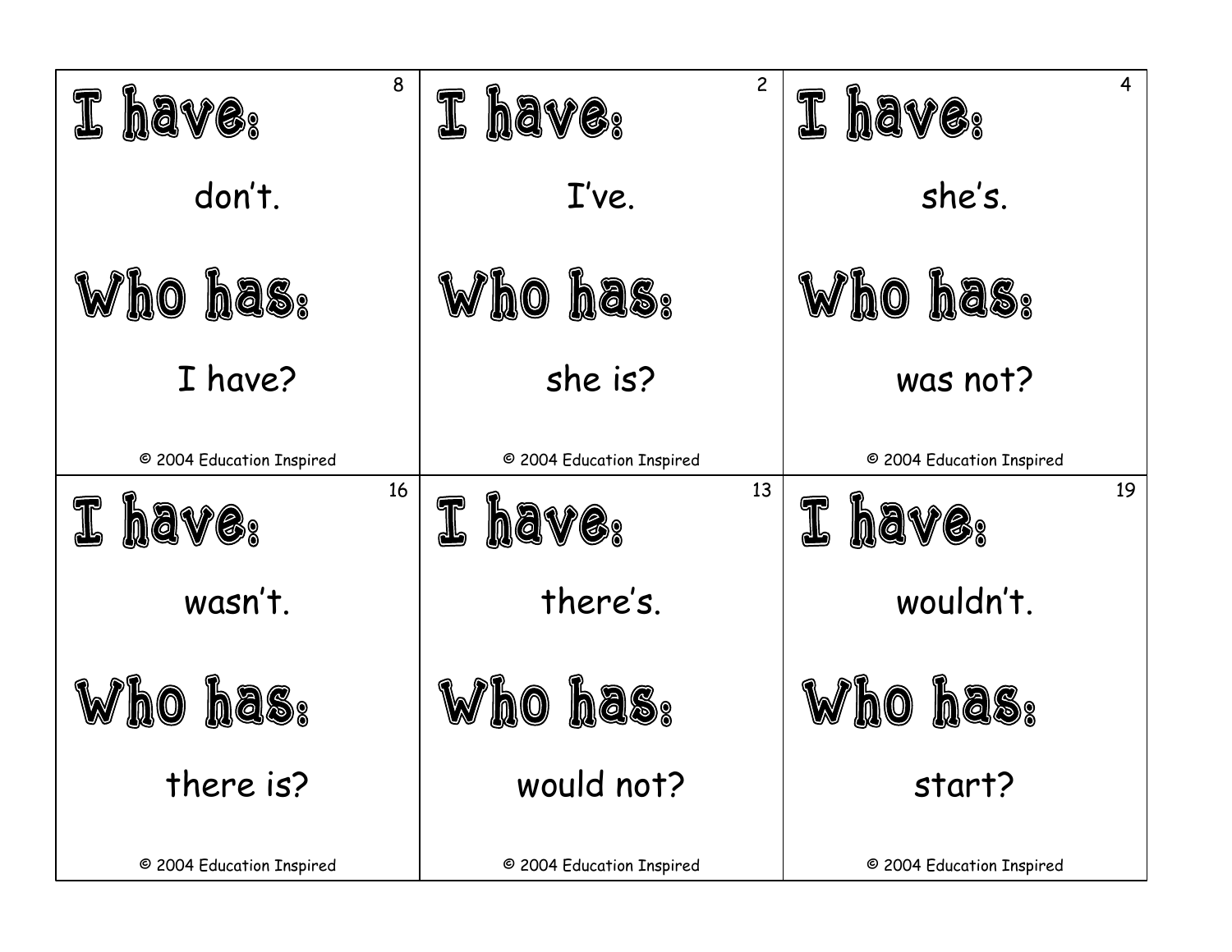8

**I have:**

don't.

**Who has:**

I have?

© 2004 Education Inspired

2

**I have:**

I've.

**Who has:**

she is?

© 2004 Education Inspired

4

**I have:**

she's.

**Who has:**

was not?

© 2004 Education Inspired

16

**I have:**

wasn't.

**Who has:**

there is?

© 2004 Education Inspired

13

**I have:**

there's.

**Who has:**

would not?

© 2004 Education Inspired

19

**I have:**

wouldn't.

**Who has:**

start?

© 2004 Education Inspired